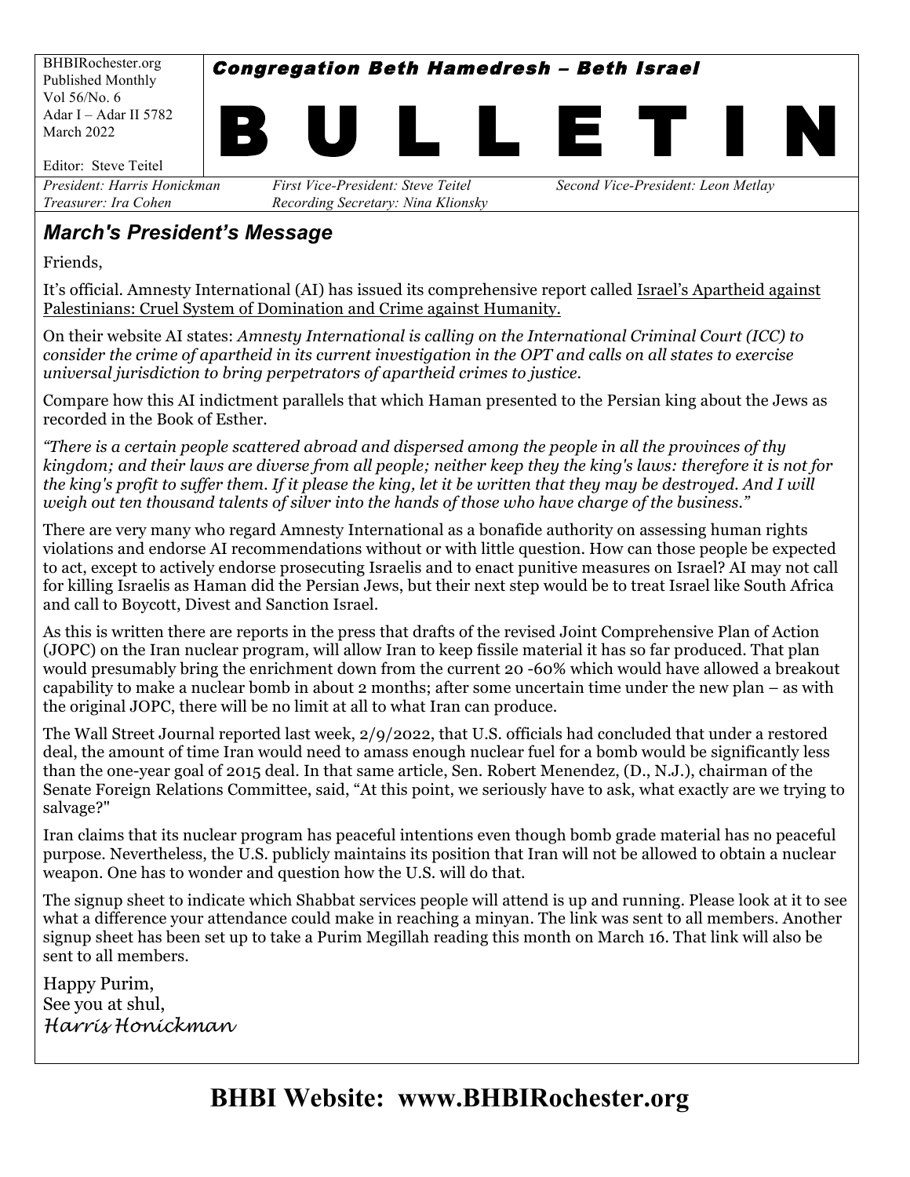BHBIRochester.org
Published Monthly
Vol 56/No. 6
Adar I – Adar II 5782
March 2022

Editor: Steve Teitel

***Congregation Beth Hamedresh – Beth Israel***

# BULLETIN

*President: Harris Honickman* *First Vice-President: Steve Teitel* *Second Vice-President: Leon Metlay*
*Treasurer: Ira Cohen* *Recording Secretary: Nina Klionsky*

## *March's President's Message*

Friends,

It's official. Amnesty International (AI) has issued its comprehensive report called Israel's Apartheid against Palestinians: Cruel System of Domination and Crime against Humanity.

On their website AI states: *Amnesty International is calling on the International Criminal Court (ICC) to consider the crime of apartheid in its current investigation in the OPT and calls on all states to exercise universal jurisdiction to bring perpetrators of apartheid crimes to justice.*

Compare how this AI indictment parallels that which Haman presented to the Persian king about the Jews as recorded in the Book of Esther.

*"There is a certain people scattered abroad and dispersed among the people in all the provinces of thy kingdom; and their laws are diverse from all people; neither keep they the king's laws: therefore it is not for the king's profit to suffer them. If it please the king, let it be written that they may be destroyed. And I will weigh out ten thousand talents of silver into the hands of those who have charge of the business."*

There are very many who regard Amnesty International as a bonafide authority on assessing human rights violations and endorse AI recommendations without or with little question. How can those people be expected to act, except to actively endorse prosecuting Israelis and to enact punitive measures on Israel? AI may not call for killing Israelis as Haman did the Persian Jews, but their next step would be to treat Israel like South Africa and call to Boycott, Divest and Sanction Israel.

As this is written there are reports in the press that drafts of the revised Joint Comprehensive Plan of Action (JOPC) on the Iran nuclear program, will allow Iran to keep fissile material it has so far produced. That plan would presumably bring the enrichment down from the current 20 -60% which would have allowed a breakout capability to make a nuclear bomb in about 2 months; after some uncertain time under the new plan – as with the original JOPC, there will be no limit at all to what Iran can produce.

The Wall Street Journal reported last week, 2/9/2022, that U.S. officials had concluded that under a restored deal, the amount of time Iran would need to amass enough nuclear fuel for a bomb would be significantly less than the one-year goal of 2015 deal. In that same article, Sen. Robert Menendez, (D., N.J.), chairman of the Senate Foreign Relations Committee, said, "At this point, we seriously have to ask, what exactly are we trying to salvage?"

Iran claims that its nuclear program has peaceful intentions even though bomb grade material has no peaceful purpose. Nevertheless, the U.S. publicly maintains its position that Iran will not be allowed to obtain a nuclear weapon. One has to wonder and question how the U.S. will do that.

The signup sheet to indicate which Shabbat services people will attend is up and running. Please look at it to see what a difference your attendance could make in reaching a minyan. The link was sent to all members. Another signup sheet has been set up to take a Purim Megillah reading this month on March 16. That link will also be sent to all members.

Happy Purim,
See you at shul,
*Harris Honickman*

**BHBI Website: www.BHBIRochester.org**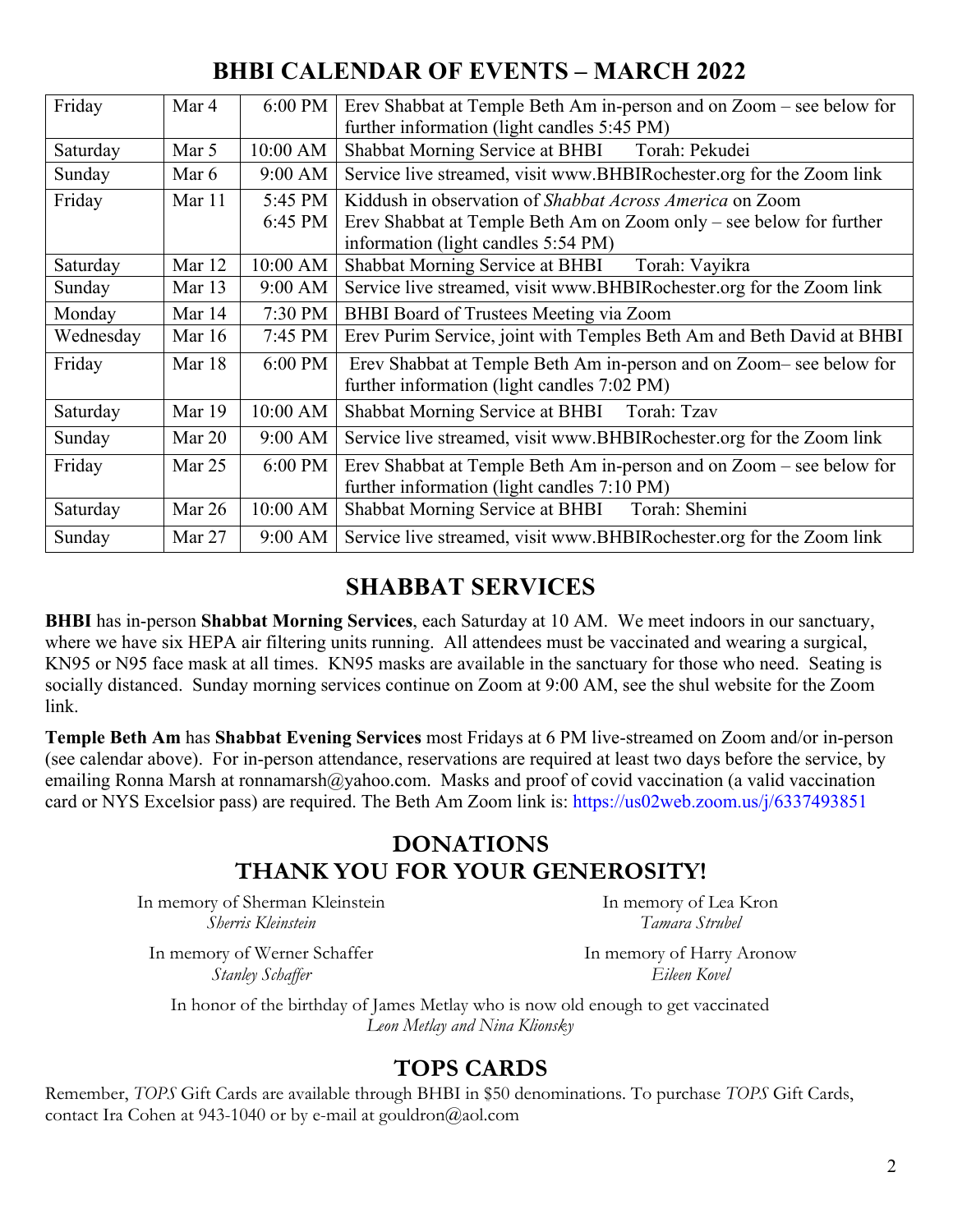## BHBI CALENDAR OF EVENTS – MARCH 2022

| | | | |
|---|---|---|---|
| Friday | Mar 4 | 6:00 PM | Erev Shabbat at Temple Beth Am in-person and on Zoom – see below for further information (light candles 5:45 PM) |
| Saturday | Mar 5 | 10:00 AM | Shabbat Morning Service at BHBI Torah: Pekudei |
| Sunday | Mar 6 | 9:00 AM | Service live streamed, visit www.BHBIRochester.org for the Zoom link |
| Friday | Mar 11 | 5:45 PM<br>6:45 PM | Kiddush in observation of *Shabbat Across America* on Zoom<br>Erev Shabbat at Temple Beth Am on Zoom only – see below for further information (light candles 5:54 PM) |
| Saturday | Mar 12 | 10:00 AM | Shabbat Morning Service at BHBI Torah: Vayikra |
| Sunday | Mar 13 | 9:00 AM | Service live streamed, visit www.BHBIRochester.org for the Zoom link |
| Monday | Mar 14 | 7:30 PM | BHBI Board of Trustees Meeting via Zoom |
| Wednesday | Mar 16 | 7:45 PM | Erev Purim Service, joint with Temples Beth Am and Beth David at BHBI |
| Friday | Mar 18 | 6:00 PM | Erev Shabbat at Temple Beth Am in-person and on Zoom– see below for further information (light candles 7:02 PM) |
| Saturday | Mar 19 | 10:00 AM | Shabbat Morning Service at BHBI Torah: Tzav |
| Sunday | Mar 20 | 9:00 AM | Service live streamed, visit www.BHBIRochester.org for the Zoom link |
| Friday | Mar 25 | 6:00 PM | Erev Shabbat at Temple Beth Am in-person and on Zoom – see below for further information (light candles 7:10 PM) |
| Saturday | Mar 26 | 10:00 AM | Shabbat Morning Service at BHBI Torah: Shemini |
| Sunday | Mar 27 | 9:00 AM | Service live streamed, visit www.BHBIRochester.org for the Zoom link |

## SHABBAT SERVICES

**BHBI** has in-person **Shabbat Morning Services**, each Saturday at 10 AM. We meet indoors in our sanctuary, where we have six HEPA air filtering units running. All attendees must be vaccinated and wearing a surgical, KN95 or N95 face mask at all times. KN95 masks are available in the sanctuary for those who need. Seating is socially distanced. Sunday morning services continue on Zoom at 9:00 AM, see the shul website for the Zoom link.

**Temple Beth Am** has **Shabbat Evening Services** most Fridays at 6 PM live-streamed on Zoom and/or in-person (see calendar above). For in-person attendance, reservations are required at least two days before the service, by emailing Ronna Marsh at ronnamarsh@yahoo.com. Masks and proof of covid vaccination (a valid vaccination card or NYS Excelsior pass) are required. The Beth Am Zoom link is: https://us02web.zoom.us/j/6337493851

## DONATIONS
## THANK YOU FOR YOUR GENEROSITY!

In memory of Sherman Kleinstein
*Sherris Kleinstein*

In memory of Werner Schaffer
*Stanley Schaffer*

In memory of Lea Kron
*Tamara Strubel*

In memory of Harry Aronow
*Eileen Kovel*

In honor of the birthday of James Metlay who is now old enough to get vaccinated
*Leon Metlay and Nina Klionsky*

## TOPS CARDS

Remember, *TOPS* Gift Cards are available through BHBI in $50 denominations. To purchase *TOPS* Gift Cards, contact Ira Cohen at 943-1040 or by e-mail at gouldron@aol.com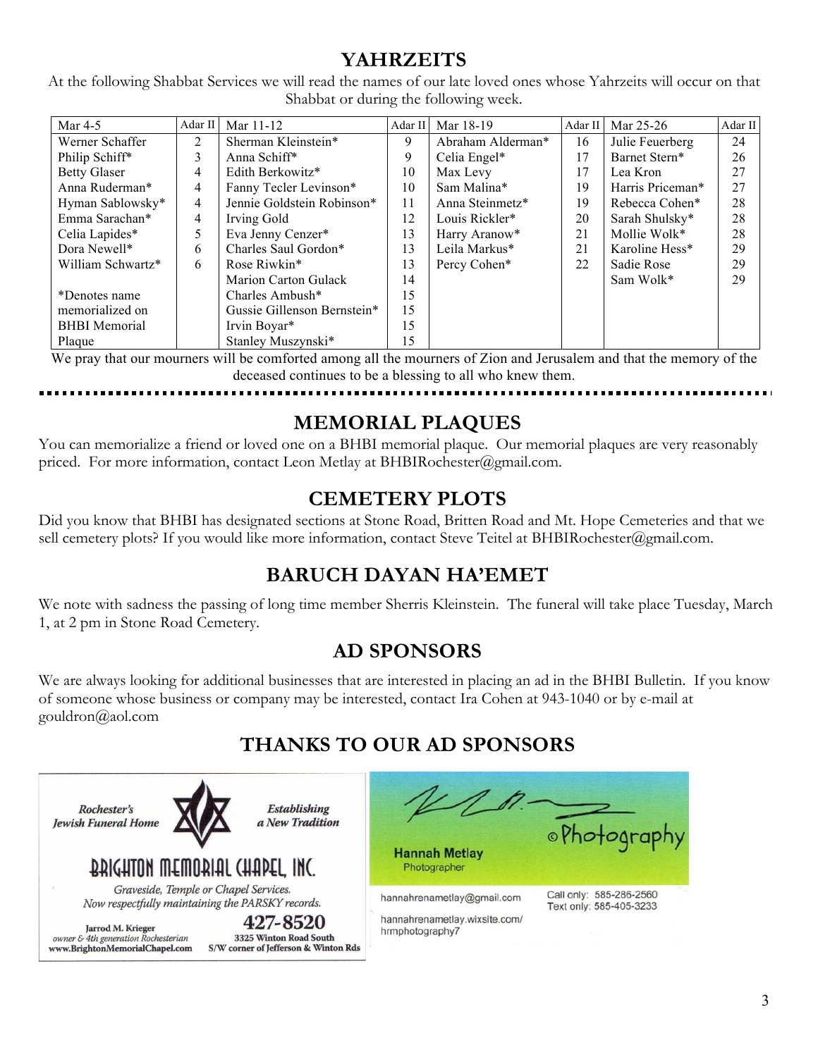## YAHRZEITS

At the following Shabbat Services we will read the names of our late loved ones whose Yahrzeits will occur on that Shabbat or during the following week.

| Mar 4-5 | Adar II | Mar 11-12 | Adar II | Mar 18-19 | Adar II | Mar 25-26 | Adar II |
|---|---|---|---|---|---|---|---|
| Werner Schaffer | 2 | Sherman Kleinstein* | 9 | Abraham Alderman* | 16 | Julie Feuerberg | 24 |
| Philip Schiff* | 3 | Anna Schiff* | 9 | Celia Engel* | 17 | Barnet Stern* | 26 |
| Betty Glaser | 4 | Edith Berkowitz* | 10 | Max Levy | 17 | Lea Kron | 27 |
| Anna Ruderman* | 4 | Fanny Tecler Levinson* | 10 | Sam Malina* | 19 | Harris Priceman* | 27 |
| Hyman Sablowsky* | 4 | Jennie Goldstein Robinson* | 11 | Anna Steinmetz* | 19 | Rebecca Cohen* | 28 |
| Emma Sarachan* | 4 | Irving Gold | 12 | Louis Rickler* | 20 | Sarah Shulsky* | 28 |
| Celia Lapides* | 5 | Eva Jenny Cenzer* | 13 | Harry Aranow* | 21 | Mollie Wolk* | 28 |
| Dora Newell* | 6 | Charles Saul Gordon* | 13 | Leila Markus* | 21 | Karoline Hess* | 29 |
| William Schwartz* | 6 | Rose Riwkin* | 13 | Percy Cohen* | 22 | Sadie Rose | 29 |
| | | Marion Carton Gulack | 14 | | | Sam Wolk* | 29 |
| *Denotes name memorialized on BHBI Memorial Plaque | | Charles Ambush* | 15 | | | | |
| | | Gussie Gillenson Bernstein* | 15 | | | | |
| | | Irvin Boyar* | 15 | | | | |
| | | Stanley Muszynski* | 15 | | | | |

We pray that our mourners will be comforted among all the mourners of Zion and Jerusalem and that the memory of the deceased continues to be a blessing to all who knew them.

## MEMORIAL PLAQUES

You can memorialize a friend or loved one on a BHBI memorial plaque. Our memorial plaques are very reasonably priced. For more information, contact Leon Metlay at BHBIRochester@gmail.com.

## CEMETERY PLOTS

Did you know that BHBI has designated sections at Stone Road, Britten Road and Mt. Hope Cemeteries and that we sell cemetery plots? If you would like more information, contact Steve Teitel at BHBIRochester@gmail.com.

## BARUCH DAYAN HA'EMET

We note with sadness the passing of long time member Sherris Kleinstein. The funeral will take place Tuesday, March 1, at 2 pm in Stone Road Cemetery.

## AD SPONSORS

We are always looking for additional businesses that are interested in placing an ad in the BHBI Bulletin. If you know of someone whose business or company may be interested, contact Ira Cohen at 943-1040 or by e-mail at gouldron@aol.com

## THANKS TO OUR AD SPONSORS

*Rochester's Jewish Funeral Home* — *Establishing a New Tradition*

**BRIGHTON MEMORIAL CHAPEL, INC.**

*Graveside, Temple or Chapel Services.*
*Now respectfully maintaining the PARSKY records.*

**Jarrod M. Krieger**
*owner & 4th generation Rochesterian*
**www.BrightonMemorialChapel.com**

**427-8520**
**3325 Winton Road South**
**S/W corner of Jefferson & Winton Rds**

©Photography

**Hannah Metlay**
Photographer

hannahrenametlay@gmail.com
hannahrenametlay.wixsite.com/hrmphotography7

Call only: 585-286-2560
Text only: 585-405-3233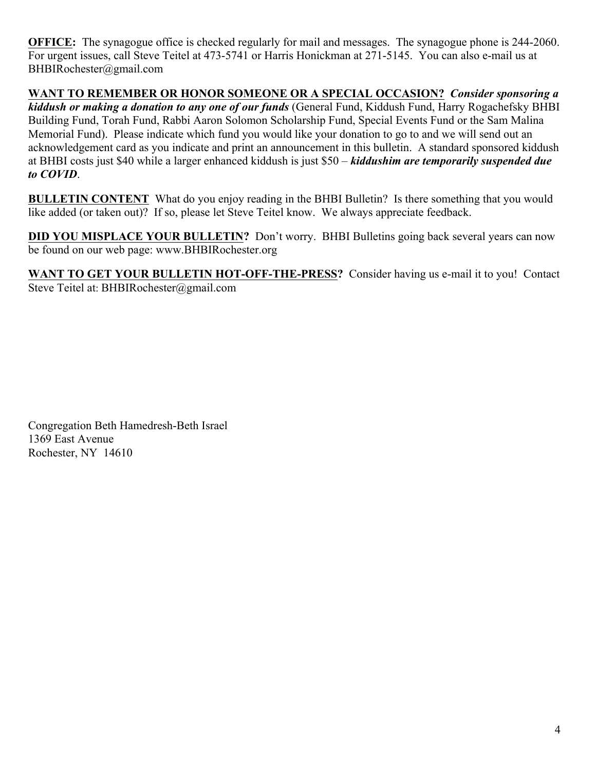**OFFICE:** The synagogue office is checked regularly for mail and messages. The synagogue phone is 244-2060. For urgent issues, call Steve Teitel at 473-5741 or Harris Honickman at 271-5145. You can also e-mail us at BHBIRochester@gmail.com

**WANT TO REMEMBER OR HONOR SOMEONE OR A SPECIAL OCCASION?** ***Consider sponsoring a kiddush or making a donation to any one of our funds*** (General Fund, Kiddush Fund, Harry Rogachefsky BHBI Building Fund, Torah Fund, Rabbi Aaron Solomon Scholarship Fund, Special Events Fund or the Sam Malina Memorial Fund). Please indicate which fund you would like your donation to go to and we will send out an acknowledgement card as you indicate and print an announcement in this bulletin. A standard sponsored kiddush at BHBI costs just $40 while a larger enhanced kiddush is just $50 – ***kiddushim are temporarily suspended due to COVID***.

**BULLETIN CONTENT** What do you enjoy reading in the BHBI Bulletin? Is there something that you would like added (or taken out)? If so, please let Steve Teitel know. We always appreciate feedback.

**DID YOU MISPLACE YOUR BULLETIN?** Don't worry. BHBI Bulletins going back several years can now be found on our web page: www.BHBIRochester.org

**WANT TO GET YOUR BULLETIN HOT-OFF-THE-PRESS?** Consider having us e-mail it to you! Contact Steve Teitel at: BHBIRochester@gmail.com

Congregation Beth Hamedresh-Beth Israel
1369 East Avenue
Rochester, NY 14610